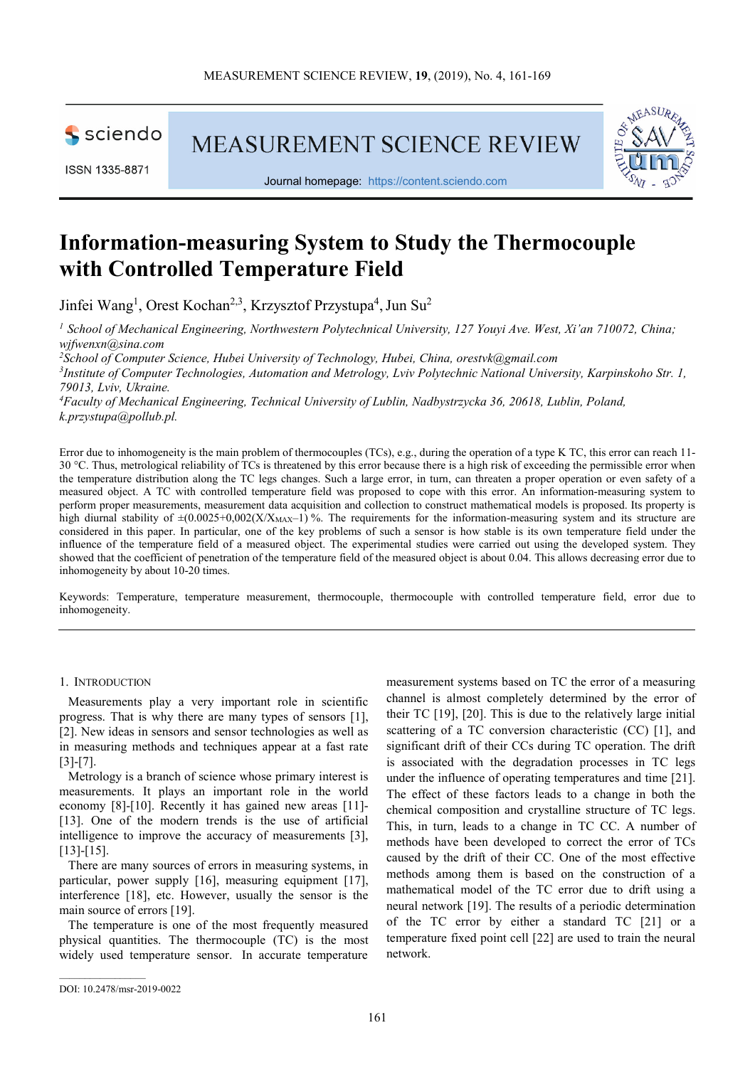# Information-measuring System to Study the Thermocouple with Controlled Temperature Field

Jinfei Wang[1], Orest Kochan[2,3], Krzysztof Przystupa[4], Jun Su[2]

[1] *School of Mechanical Engineering, Northwestern Polytechnical University, 127 Youyi Ave. West, Xi'an 710072, China; wjfwenxn@sina.com*

[2] *School of Computer Science, Hubei University of Technology, Hubei, China, orestvk@gmail.com*

[3] *Institute of Computer Technologies, Automation and Metrology, Lviv Polytechnic National University, Karpinskoho Str. 1, 79013, Lviv, Ukraine.*

[4] *Faculty of Mechanical Engineering, Technical University of Lublin, Nadbystrzycka 36, 20618, Lublin, Poland, k.przystupa@pollub.pl.*

Error due to inhomogeneity is the main problem of thermocouples (TCs), e.g., during the operation of a type K TC, this error can reach 11-30 °C. Thus, metrological reliability of TCs is threatened by this error because there is a high risk of exceeding the permissible error when the temperature distribution along the TC legs changes. Such a large error, in turn, can threaten a proper operation or even safety of a measured object. A TC with controlled temperature field was proposed to cope with this error. An information-measuring system to perform proper measurements, measurement data acquisition and collection to construct mathematical models is proposed. Its property is high diurnal stability of $\pm(0.0025+0{,}002(X/X_{MAX}-1)$ %. The requirements for the information-measuring system and its structure are considered in this paper. In particular, one of the key problems of such a sensor is how stable is its own temperature field under the influence of the temperature field of a measured object. The experimental studies were carried out using the developed system. They showed that the coefficient of penetration of the temperature field of the measured object is about 0.04. This allows decreasing error due to inhomogeneity by about 10-20 times.

Keywords: Temperature, temperature measurement, thermocouple, thermocouple with controlled temperature field, error due to inhomogeneity.

## 1. Introduction

Measurements play a very important role in scientific progress. That is why there are many types of sensors [1], [2]. New ideas in sensors and sensor technologies as well as in measuring methods and techniques appear at a fast rate [3]-[7].

Metrology is a branch of science whose primary interest is measurements. It plays an important role in the world economy [8]-[10]. Recently it has gained new areas [11]-[13]. One of the modern trends is the use of artificial intelligence to improve the accuracy of measurements [3], [13]-[15].

There are many sources of errors in measuring systems, in particular, power supply [16], measuring equipment [17], interference [18], etc. However, usually the sensor is the main source of errors [19].

The temperature is one of the most frequently measured physical quantities. The thermocouple (TC) is the most widely used temperature sensor. In accurate temperature measurement systems based on TC the error of a measuring channel is almost completely determined by the error of their TC [19], [20]. This is due to the relatively large initial scattering of a TC conversion characteristic (CC) [1], and significant drift of their CCs during TC operation. The drift is associated with the degradation processes in TC legs under the influence of operating temperatures and time [21]. The effect of these factors leads to a change in both the chemical composition and crystalline structure of TC legs. This, in turn, leads to a change in TC CC. A number of methods have been developed to correct the error of TCs caused by the drift of their CC. One of the most effective methods among them is based on the construction of a mathematical model of the TC error due to drift using a neural network [19]. The results of a periodic determination of the TC error by either a standard TC [21] or a temperature fixed point cell [22] are used to train the neural network.

DOI: 10.2478/msr-2019-0022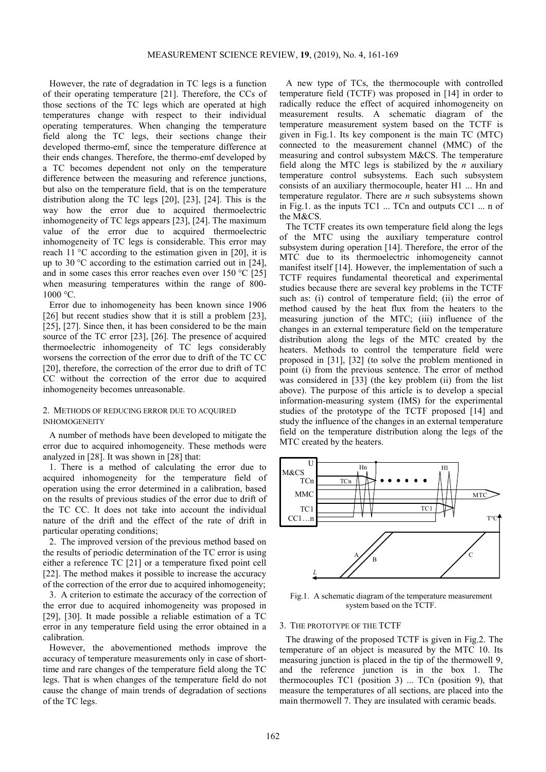However, the rate of degradation in TC legs is a function of their operating temperature [21]. Therefore, the CCs of those sections of the TC legs which are operated at high temperatures change with respect to their individual operating temperatures. When changing the temperature field along the TC legs, their sections change their developed thermo-emf, since the temperature difference at their ends changes. Therefore, the thermo-emf developed by a TC becomes dependent not only on the temperature difference between the measuring and reference junctions, but also on the temperature field, that is on the temperature distribution along the TC legs [20], [23], [24]. This is the way how the error due to acquired thermoelectric inhomogeneity of TC legs appears [23], [24]. The maximum value of the error due to acquired thermoelectric inhomogeneity of TC legs is considerable. This error may reach 11 °C according to the estimation given in [20], it is up to 30 °C according to the estimation carried out in [24], and in some cases this error reaches even over 150 °C [25] when measuring temperatures within the range of 800-1000 °C.

Error due to inhomogeneity has been known since 1906 [26] but recent studies show that it is still a problem [23], [25], [27]. Since then, it has been considered to be the main source of the TC error [23], [26]. The presence of acquired thermoelectric inhomogeneity of TC legs considerably worsens the correction of the error due to drift of the TC CC [20], therefore, the correction of the error due to drift of TC CC without the correction of the error due to acquired inhomogeneity becomes unreasonable.

## 2. Methods of reducing error due to acquired inhomogeneity

A number of methods have been developed to mitigate the error due to acquired inhomogeneity. These methods were analyzed in [28]. It was shown in [28] that:

1. There is a method of calculating the error due to acquired inhomogeneity for the temperature field of operation using the error determined in a calibration, based on the results of previous studies of the error due to drift of the TC CC. It does not take into account the individual nature of the drift and the effect of the rate of drift in particular operating conditions;
2. The improved version of the previous method based on the results of periodic determination of the TC error is using either a reference TC [21] or a temperature fixed point cell [22]. The method makes it possible to increase the accuracy of the correction of the error due to acquired inhomogeneity;
3. A criterion to estimate the accuracy of the correction of the error due to acquired inhomogeneity was proposed in [29], [30]. It made possible a reliable estimation of a TC error in any temperature field using the error obtained in a calibration.

However, the abovementioned methods improve the accuracy of temperature measurements only in case of short-time and rare changes of the temperature field along the TC legs. That is when changes of the temperature field do not cause the change of main trends of degradation of sections of the TC legs.

A new type of TCs, the thermocouple with controlled temperature field (TCTF) was proposed in [14] in order to radically reduce the effect of acquired inhomogeneity on measurement results. A schematic diagram of the temperature measurement system based on the TCTF is given in Fig.1. Its key component is the main TC (MTC) connected to the measurement channel (MMC) of the measuring and control subsystem M&CS. The temperature field along the MTC legs is stabilized by the *n* auxiliary temperature control subsystems. Each such subsystem consists of an auxiliary thermocouple, heater H1 ... Hn and temperature regulator. There are *n* such subsystems shown in Fig.1. as the inputs TC1 ... TCn and outputs CC1 ... n of the M&CS.

The TCTF creates its own temperature field along the legs of the MTC using the auxiliary temperature control subsystem during operation [14]. Therefore, the error of the MTC due to its thermoelectric inhomogeneity cannot manifest itself [14]. However, the implementation of such a TCTF requires fundamental theoretical and experimental studies because there are several key problems in the TCTF such as: (i) control of temperature field; (ii) the error of method caused by the heat flux from the heaters to the measuring junction of the MTC; (iii) influence of the changes in an external temperature field on the temperature distribution along the legs of the MTC created by the heaters. Methods to control the temperature field were proposed in [31], [32] (to solve the problem mentioned in point (i) from the previous sentence. The error of method was considered in [33] (the key problem (ii) from the list above). The purpose of this article is to develop a special information-measuring system (IMS) for the experimental studies of the prototype of the TCTF proposed [14] and study the influence of the changes in an external temperature field on the temperature distribution along the legs of the MTC created by the heaters.

Fig.1. A schematic diagram of the temperature measurement system based on the TCTF.

## 3. The prototype of the TCTF

The drawing of the proposed TCTF is given in Fig.2. The temperature of an object is measured by the MTC 10. Its measuring junction is placed in the tip of the thermowell 9, and the reference junction is in the box 1. The thermocouples TC1 (position 3) ... TCn (position 9), that measure the temperatures of all sections, are placed into the main thermowell 7. They are insulated with ceramic beads.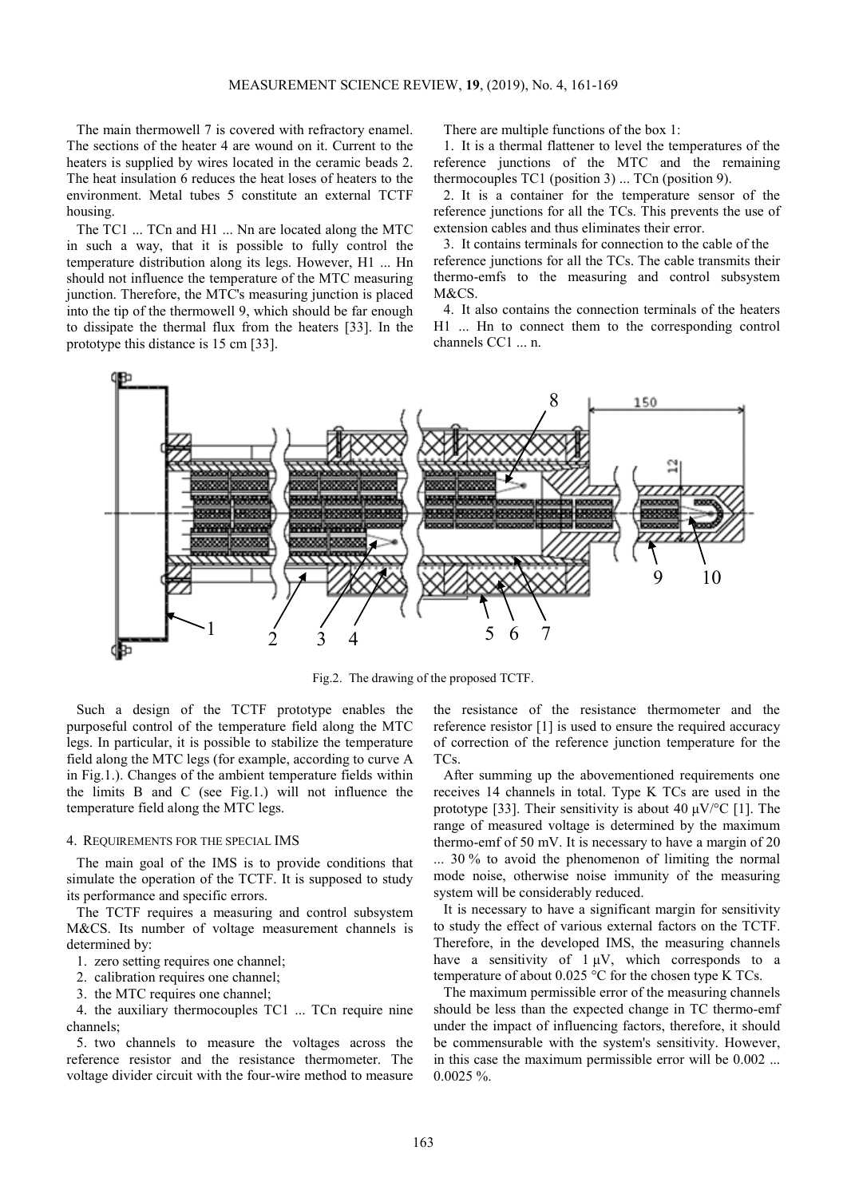The main thermowell 7 is covered with refractory enamel. The sections of the heater 4 are wound on it. Current to the heaters is supplied by wires located in the ceramic beads 2. The heat insulation 6 reduces the heat loses of heaters to the environment. Metal tubes 5 constitute an external TCTF housing.

The TC1 ... TCn and H1 ... Nn are located along the MTC in such a way, that it is possible to fully control the temperature distribution along its legs. However, H1 ... Hn should not influence the temperature of the MTC measuring junction. Therefore, the MTC's measuring junction is placed into the tip of the thermowell 9, which should be far enough to dissipate the thermal flux from the heaters [33]. In the prototype this distance is 15 cm [33].

There are multiple functions of the box 1:

1. It is a thermal flattener to level the temperatures of the reference junctions of the MTC and the remaining thermocouples TC1 (position 3) ... TCn (position 9).
2. It is a container for the temperature sensor of the reference junctions for all the TCs. This prevents the use of extension cables and thus eliminates their error.
3. It contains terminals for connection to the cable of the reference junctions for all the TCs. The cable transmits their thermo-emfs to the measuring and control subsystem M&CS.
4. It also contains the connection terminals of the heaters H1 ... Hn to connect them to the corresponding control channels CC1 ... n.

Fig.2. The drawing of the proposed TCTF.

Such a design of the TCTF prototype enables the purposeful control of the temperature field along the MTC legs. In particular, it is possible to stabilize the temperature field along the MTC legs (for example, according to curve A in Fig.1.). Changes of the ambient temperature fields within the limits B and C (see Fig.1.) will not influence the temperature field along the MTC legs.

## 4. Requirements for the special IMS

The main goal of the IMS is to provide conditions that simulate the operation of the TCTF. It is supposed to study its performance and specific errors.

The TCTF requires a measuring and control subsystem M&CS. Its number of voltage measurement channels is determined by:

1. zero setting requires one channel;
2. calibration requires one channel;
3. the MTC requires one channel;
4. the auxiliary thermocouples TC1 ... TCn require nine channels;
5. two channels to measure the voltages across the reference resistor and the resistance thermometer. The voltage divider circuit with the four-wire method to measure the resistance of the resistance thermometer and the reference resistor [1] is used to ensure the required accuracy of correction of the reference junction temperature for the TCs.

After summing up the abovementioned requirements one receives 14 channels in total. Type K TCs are used in the prototype [33]. Their sensitivity is about 40 μV/°C [1]. The range of measured voltage is determined by the maximum thermo-emf of 50 mV. It is necessary to have a margin of 20 ... 30 % to avoid the phenomenon of limiting the normal mode noise, otherwise noise immunity of the measuring system will be considerably reduced.

It is necessary to have a significant margin for sensitivity to study the effect of various external factors on the TCTF. Therefore, in the developed IMS, the measuring channels have a sensitivity of 1 μV, which corresponds to a temperature of about 0.025 °C for the chosen type K TCs.

The maximum permissible error of the measuring channels should be less than the expected change in TC thermo-emf under the impact of influencing factors, therefore, it should be commensurable with the system's sensitivity. However, in this case the maximum permissible error will be 0.002 ... 0.0025 %.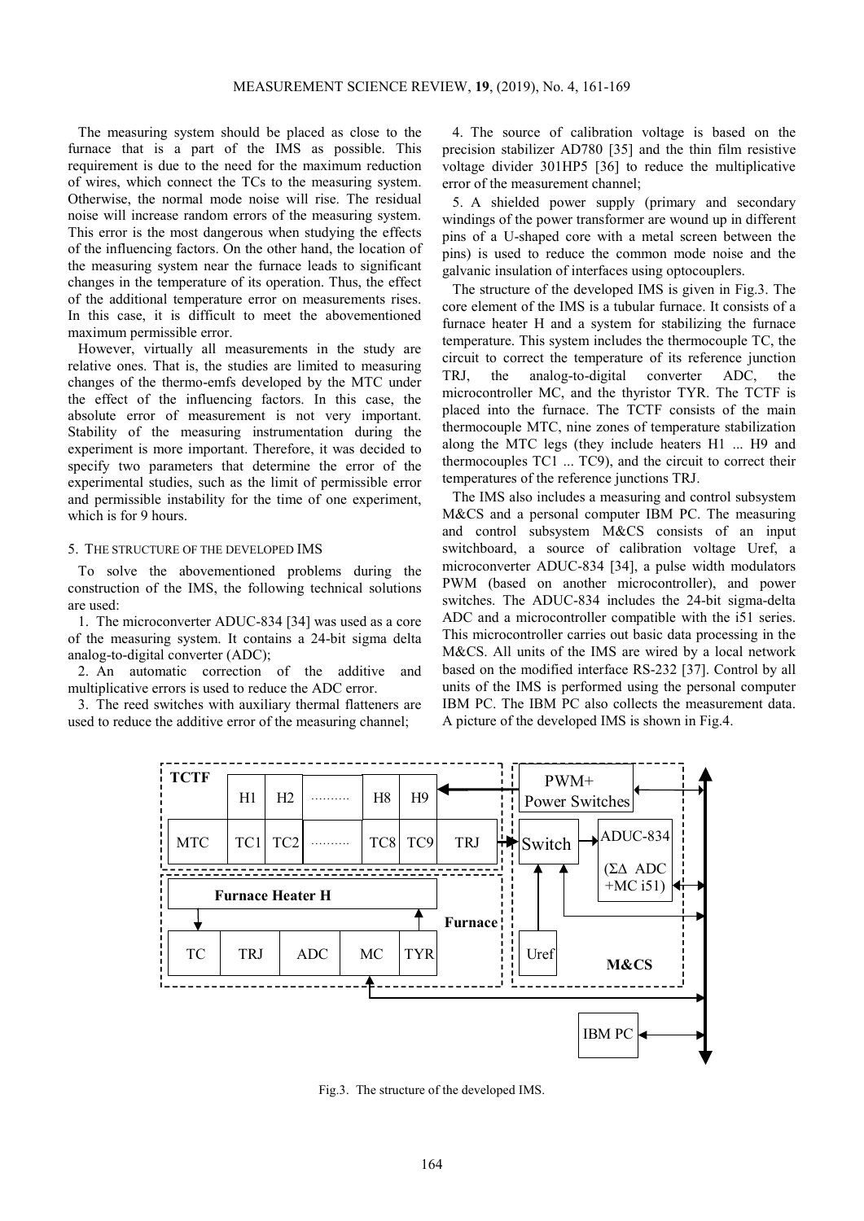The measuring system should be placed as close to the furnace that is a part of the IMS as possible. This requirement is due to the need for the maximum reduction of wires, which connect the TCs to the measuring system. Otherwise, the normal mode noise will rise. The residual noise will increase random errors of the measuring system. This error is the most dangerous when studying the effects of the influencing factors. On the other hand, the location of the measuring system near the furnace leads to significant changes in the temperature of its operation. Thus, the effect of the additional temperature error on measurements rises. In this case, it is difficult to meet the abovementioned maximum permissible error.

However, virtually all measurements in the study are relative ones. That is, the studies are limited to measuring changes of the thermo-emfs developed by the MTC under the effect of the influencing factors. In this case, the absolute error of measurement is not very important. Stability of the measuring instrumentation during the experiment is more important. Therefore, it was decided to specify two parameters that determine the error of the experimental studies, such as the limit of permissible error and permissible instability for the time of one experiment, which is for 9 hours.

## 5. The structure of the developed IMS

To solve the abovementioned problems during the construction of the IMS, the following technical solutions are used:

1. The microconverter ADUC-834 [34] was used as a core of the measuring system. It contains a 24-bit sigma delta analog-to-digital converter (ADC);
2. An automatic correction of the additive and multiplicative errors is used to reduce the ADC error.
3. The reed switches with auxiliary thermal flatteners are used to reduce the additive error of the measuring channel;
4. The source of calibration voltage is based on the precision stabilizer AD780 [35] and the thin film resistive voltage divider 301HP5 [36] to reduce the multiplicative error of the measurement channel;
5. A shielded power supply (primary and secondary windings of the power transformer are wound up in different pins of a U-shaped core with a metal screen between the pins) is used to reduce the common mode noise and the galvanic insulation of interfaces using optocouplers.

The structure of the developed IMS is given in Fig.3. The core element of the IMS is a tubular furnace. It consists of a furnace heater H and a system for stabilizing the furnace temperature. This system includes the thermocouple TC, the circuit to correct the temperature of its reference junction TRJ, the analog-to-digital converter ADC, the microcontroller MC, and the thyristor TYR. The TCTF is placed into the furnace. The TCTF consists of the main thermocouple MTC, nine zones of temperature stabilization along the MTC legs (they include heaters H1 ... H9 and thermocouples TC1 ... TC9), and the circuit to correct their temperatures of the reference junctions TRJ.

The IMS also includes a measuring and control subsystem M&CS and a personal computer IBM PC. The measuring and control subsystem M&CS consists of an input switchboard, a source of calibration voltage Uref, a microconverter ADUC-834 [34], a pulse width modulators PWM (based on another microcontroller), and power switches. The ADUC-834 includes the 24-bit sigma-delta ADC and a microcontroller compatible with the i51 series. This microcontroller carries out basic data processing in the M&CS. All units of the IMS are wired by a local network based on the modified interface RS-232 [37]. Control by all units of the IMS is performed using the personal computer IBM PC. The IBM PC also collects the measurement data. A picture of the developed IMS is shown in Fig.4.

Fig.3. The structure of the developed IMS.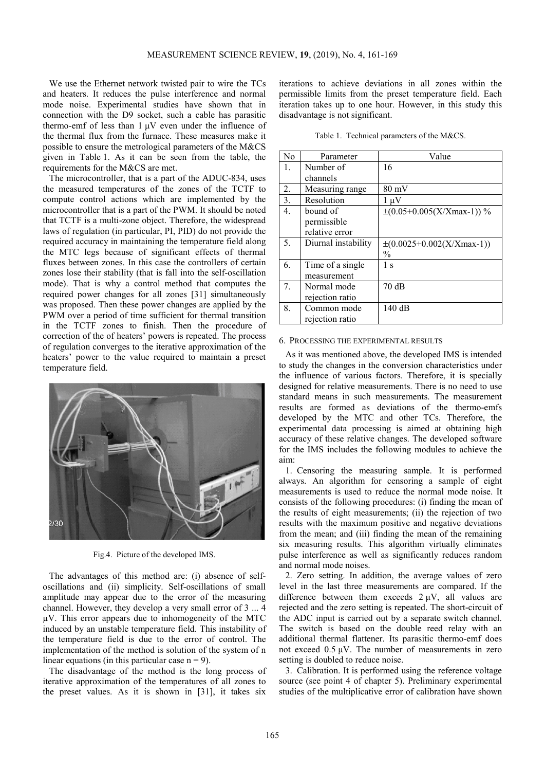We use the Ethernet network twisted pair to wire the TCs and heaters. It reduces the pulse interference and normal mode noise. Experimental studies have shown that in connection with the D9 socket, such a cable has parasitic thermo-emf of less than 1 μV even under the influence of the thermal flux from the furnace. These measures make it possible to ensure the metrological parameters of the M&CS given in Table 1. As it can be seen from the table, the requirements for the M&CS are met.

The microcontroller, that is a part of the ADUC-834, uses the measured temperatures of the zones of the TCTF to compute control actions which are implemented by the microcontroller that is a part of the PWM. It should be noted that TCTF is a multi-zone object. Therefore, the widespread laws of regulation (in particular, PI, PID) do not provide the required accuracy in maintaining the temperature field along the MTC legs because of significant effects of thermal fluxes between zones. In this case the controllers of certain zones lose their stability (that is fall into the self-oscillation mode). That is why a control method that computes the required power changes for all zones [31] simultaneously was proposed. Then these power changes are applied by the PWM over a period of time sufficient for thermal transition in the TCTF zones to finish. Then the procedure of correction of the of heaters' powers is repeated. The process of regulation converges to the iterative approximation of the heaters' power to the value required to maintain a preset temperature field.

Fig.4. Picture of the developed IMS.

The advantages of this method are: (i) absence of self-oscillations and (ii) simplicity. Self-oscillations of small amplitude may appear due to the error of the measuring channel. However, they develop a very small error of 3 ... 4 μV. This error appears due to inhomogeneity of the MTC induced by an unstable temperature field. This instability of the temperature field is due to the error of control. The implementation of the method is solution of the system of n linear equations (in this particular case $n = 9$).

The disadvantage of the method is the long process of iterative approximation of the temperatures of all zones to the preset values. As it is shown in [31], it takes six iterations to achieve deviations in all zones within the permissible limits from the preset temperature field. Each iteration takes up to one hour. However, in this study this disadvantage is not significant.

Table 1. Technical parameters of the M&CS.

| No | Parameter | Value |
|---|---|---|
| 1. | Number of channels | 16 |
| 2. | Measuring range | 80 mV |
| 3. | Resolution | 1 μV |
| 4. | bound of permissible relative error | $\pm(0.05+0.005(X/X_{max}-1))$ % |
| 5. | Diurnal instability | $\pm(0.0025+0.002(X/X_{max}-1))$ % |
| 6. | Time of a single measurement | 1 s |
| 7. | Normal mode rejection ratio | 70 dB |
| 8. | Common mode rejection ratio | 140 dB |

## 6. Processing the experimental results

As it was mentioned above, the developed IMS is intended to study the changes in the conversion characteristics under the influence of various factors. Therefore, it is specially designed for relative measurements. There is no need to use standard means in such measurements. The measurement results are formed as deviations of the thermo-emfs developed by the MTC and other TCs. Therefore, the experimental data processing is aimed at obtaining high accuracy of these relative changes. The developed software for the IMS includes the following modules to achieve the aim:

1. Censoring the measuring sample. It is performed always. An algorithm for censoring a sample of eight measurements is used to reduce the normal mode noise. It consists of the following procedures: (i) finding the mean of the results of eight measurements; (ii) the rejection of two results with the maximum positive and negative deviations from the mean; and (iii) finding the mean of the remaining six measuring results. This algorithm virtually eliminates pulse interference as well as significantly reduces random and normal mode noises.

2. Zero setting. In addition, the average values of zero level in the last three measurements are compared. If the difference between them exceeds 2 μV, all values are rejected and the zero setting is repeated. The short-circuit of the ADC input is carried out by a separate switch channel. The switch is based on the double reed relay with an additional thermal flattener. Its parasitic thermo-emf does not exceed 0.5 μV. The number of measurements in zero setting is doubled to reduce noise.

3. Calibration. It is performed using the reference voltage source (see point 4 of chapter 5). Preliminary experimental studies of the multiplicative error of calibration have shown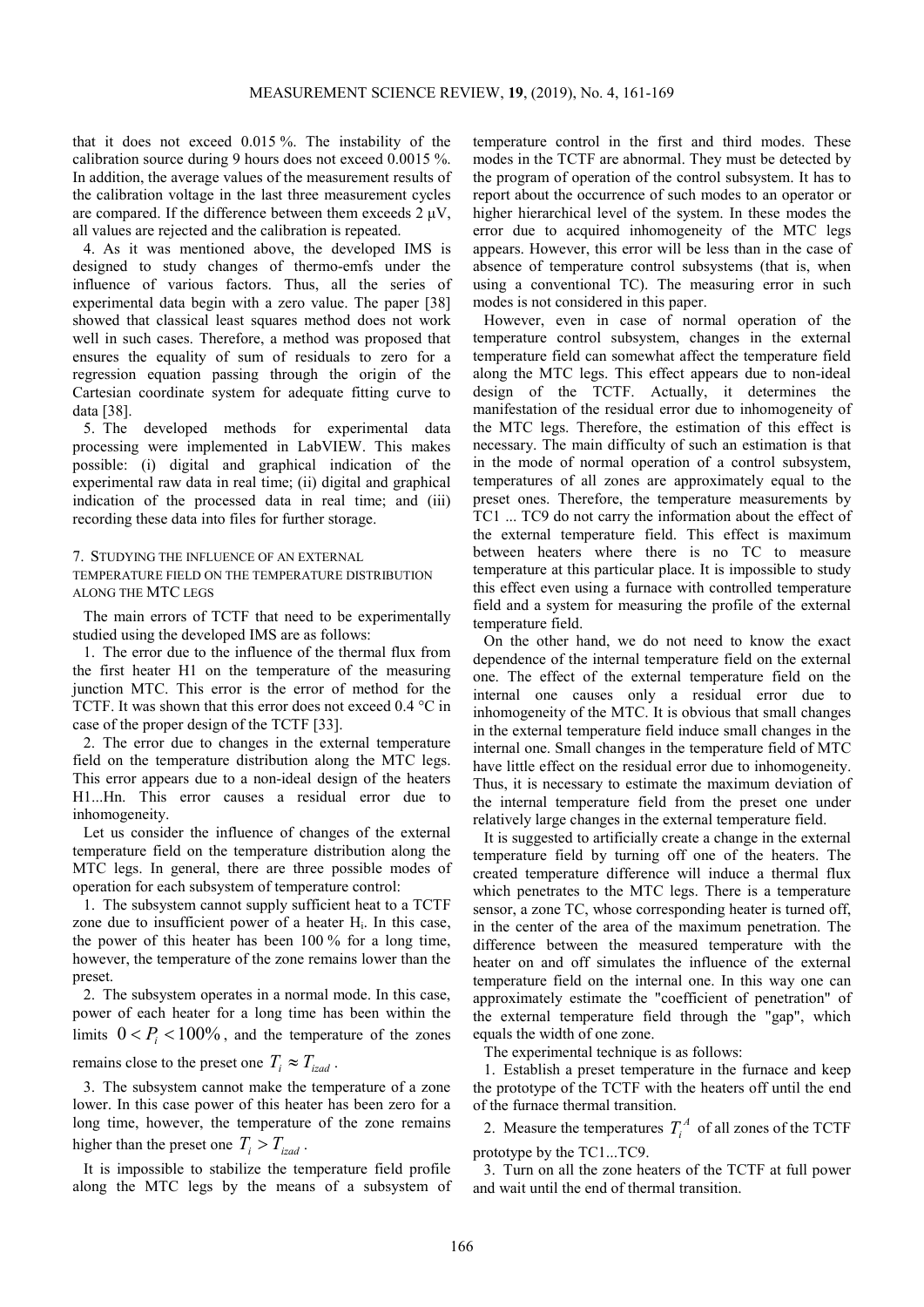that it does not exceed 0.015 %. The instability of the calibration source during 9 hours does not exceed 0.0015 %. In addition, the average values of the measurement results of the calibration voltage in the last three measurement cycles are compared. If the difference between them exceeds 2 μV, all values are rejected and the calibration is repeated.

4. As it was mentioned above, the developed IMS is designed to study changes of thermo-emfs under the influence of various factors. Thus, all the series of experimental data begin with a zero value. The paper [38] showed that classical least squares method does not work well in such cases. Therefore, a method was proposed that ensures the equality of sum of residuals to zero for a regression equation passing through the origin of the Cartesian coordinate system for adequate fitting curve to data [38].

5. The developed methods for experimental data processing were implemented in LabVIEW. This makes possible: (i) digital and graphical indication of the experimental raw data in real time; (ii) digital and graphical indication of the processed data in real time; and (iii) recording these data into files for further storage.

## 7. Studying the influence of an external temperature field on the temperature distribution along the MTC legs

The main errors of TCTF that need to be experimentally studied using the developed IMS are as follows:

1. The error due to the influence of the thermal flux from the first heater H1 on the temperature of the measuring junction MTC. This error is the error of method for the TCTF. It was shown that this error does not exceed 0.4 °C in case of the proper design of the TCTF [33].

2. The error due to changes in the external temperature field on the temperature distribution along the MTC legs. This error appears due to a non-ideal design of the heaters H1...Hn. This error causes a residual error due to inhomogeneity.

Let us consider the influence of changes of the external temperature field on the temperature distribution along the MTC legs. In general, there are three possible modes of operation for each subsystem of temperature control:

1. The subsystem cannot supply sufficient heat to a TCTF zone due to insufficient power of a heater $H_i$. In this case, the power of this heater has been 100 % for a long time, however, the temperature of the zone remains lower than the preset.

2. The subsystem operates in a normal mode. In this case, power of each heater for a long time has been within the limits $0 < P_i < 100\%$, and the temperature of the zones remains close to the preset one $T_i \approx T_{izad}$.

3. The subsystem cannot make the temperature of a zone lower. In this case power of this heater has been zero for a long time, however, the temperature of the zone remains higher than the preset one $T_i > T_{izad}$.

It is impossible to stabilize the temperature field profile along the MTC legs by the means of a subsystem of temperature control in the first and third modes. These modes in the TCTF are abnormal. They must be detected by the program of operation of the control subsystem. It has to report about the occurrence of such modes to an operator or higher hierarchical level of the system. In these modes the error due to acquired inhomogeneity of the MTC legs appears. However, this error will be less than in the case of absence of temperature control subsystems (that is, when using a conventional TC). The measuring error in such modes is not considered in this paper.

However, even in case of normal operation of the temperature control subsystem, changes in the external temperature field can somewhat affect the temperature field along the MTC legs. This effect appears due to non-ideal design of the TCTF. Actually, it determines the manifestation of the residual error due to inhomogeneity of the MTC legs. Therefore, the estimation of this effect is necessary. The main difficulty of such an estimation is that in the mode of normal operation of a control subsystem, temperatures of all zones are approximately equal to the preset ones. Therefore, the temperature measurements by TC1 ... TC9 do not carry the information about the effect of the external temperature field. This effect is maximum between heaters where there is no TC to measure temperature at this particular place. It is impossible to study this effect even using a furnace with controlled temperature field and a system for measuring the profile of the external temperature field.

On the other hand, we do not need to know the exact dependence of the internal temperature field on the external one. The effect of the external temperature field on the internal one causes only a residual error due to inhomogeneity of the MTC. It is obvious that small changes in the external temperature field induce small changes in the internal one. Small changes in the temperature field of MTC have little effect on the residual error due to inhomogeneity. Thus, it is necessary to estimate the maximum deviation of the internal temperature field from the preset one under relatively large changes in the external temperature field.

It is suggested to artificially create a change in the external temperature field by turning off one of the heaters. The created temperature difference will induce a thermal flux which penetrates to the MTC legs. There is a temperature sensor, a zone TC, whose corresponding heater is turned off, in the center of the area of the maximum penetration. The difference between the measured temperature with the heater on and off simulates the influence of the external temperature field on the internal one. In this way one can approximately estimate the "coefficient of penetration" of the external temperature field through the "gap", which equals the width of one zone.

The experimental technique is as follows:

1. Establish a preset temperature in the furnace and keep the prototype of the TCTF with the heaters off until the end of the furnace thermal transition.

2. Measure the temperatures $T_i^A$ of all zones of the TCTF prototype by the TC1...TC9.

3. Turn on all the zone heaters of the TCTF at full power and wait until the end of thermal transition.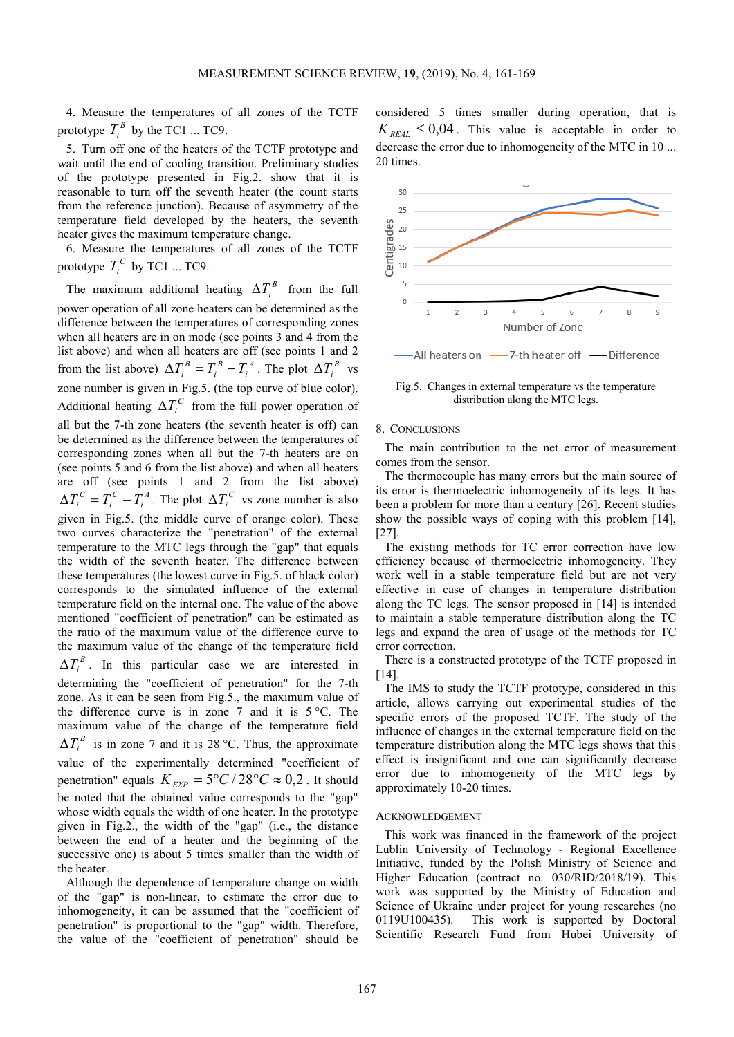4. Measure the temperatures of all zones of the TCTF prototype $T_i^B$ by the TC1 ... TC9.

5. Turn off one of the heaters of the TCTF prototype and wait until the end of cooling transition. Preliminary studies of the prototype presented in Fig.2. show that it is reasonable to turn off the seventh heater (the count starts from the reference junction). Because of asymmetry of the temperature field developed by the heaters, the seventh heater gives the maximum temperature change.

6. Measure the temperatures of all zones of the TCTF prototype $T_i^C$ by TC1 ... TC9.

The maximum additional heating $\Delta T_i^B$ from the full power operation of all zone heaters can be determined as the difference between the temperatures of corresponding zones when all heaters are in on mode (see points 3 and 4 from the list above) and when all heaters are off (see points 1 and 2 from the list above) $\Delta T_i^B = T_i^B - T_i^A$. The plot $\Delta T_i^B$ vs zone number is given in Fig.5. (the top curve of blue color). Additional heating $\Delta T_i^C$ from the full power operation of all but the 7-th zone heaters (the seventh heater is off) can be determined as the difference between the temperatures of corresponding zones when all but the 7-th heaters are on (see points 5 and 6 from the list above) and when all heaters are off (see points 1 and 2 from the list above) $\Delta T_i^C = T_i^C - T_i^A$. The plot $\Delta T_i^C$ vs zone number is also given in Fig.5. (the middle curve of orange color). These two curves characterize the "penetration" of the external temperature to the MTC legs through the "gap" that equals the width of the seventh heater. The difference between these temperatures (the lowest curve in Fig.5. of black color) corresponds to the simulated influence of the external temperature field on the internal one. The value of the above mentioned "coefficient of penetration" can be estimated as the ratio of the maximum value of the difference curve to the maximum value of the change of the temperature field $\Delta T_i^B$. In this particular case we are interested in determining the "coefficient of penetration" for the 7-th zone. As it can be seen from Fig.5., the maximum value of the difference curve is in zone 7 and it is 5 °C. The maximum value of the change of the temperature field $\Delta T_i^B$ is in zone 7 and it is 28 °C. Thus, the approximate value of the experimentally determined "coefficient of penetration" equals $K_{EXP} = 5°C/28°C \approx 0{,}2$. It should be noted that the obtained value corresponds to the "gap" whose width equals the width of one heater. In the prototype given in Fig.2., the width of the "gap" (i.e., the distance between the end of a heater and the beginning of the successive one) is about 5 times smaller than the width of the heater.

Although the dependence of temperature change on width of the "gap" is non-linear, to estimate the error due to inhomogeneity, it can be assumed that the "coefficient of penetration" is proportional to the "gap" width. Therefore, the value of the "coefficient of penetration" should be considered 5 times smaller during operation, that is $K_{REAL} \leq 0{,}04$. This value is acceptable in order to decrease the error due to inhomogeneity of the MTC in 10 ... 20 times.

Fig.5. Changes in external temperature vs the temperature distribution along the MTC legs.

## 8. Conclusions

The main contribution to the net error of measurement comes from the sensor.

The thermocouple has many errors but the main source of its error is thermoelectric inhomogeneity of its legs. It has been a problem for more than a century [26]. Recent studies show the possible ways of coping with this problem [14], [27].

The existing methods for TC error correction have low efficiency because of thermoelectric inhomogeneity. They work well in a stable temperature field but are not very effective in case of changes in temperature distribution along the TC legs. The sensor proposed in [14] is intended to maintain a stable temperature distribution along the TC legs and expand the area of usage of the methods for TC error correction.

There is a constructed prototype of the TCTF proposed in [14].

The IMS to study the TCTF prototype, considered in this article, allows carrying out experimental studies of the specific errors of the proposed TCTF. The study of the influence of changes in the external temperature field on the temperature distribution along the MTC legs shows that this effect is insignificant and one can significantly decrease error due to inhomogeneity of the MTC legs by approximately 10-20 times.

## Acknowledgement

This work was financed in the framework of the project Lublin University of Technology - Regional Excellence Initiative, funded by the Polish Ministry of Science and Higher Education (contract no. 030/RID/2018/19). This work was supported by the Ministry of Education and Science of Ukraine under project for young researches (no 0119U100435). This work is supported by Doctoral Scientific Research Fund from Hubei University of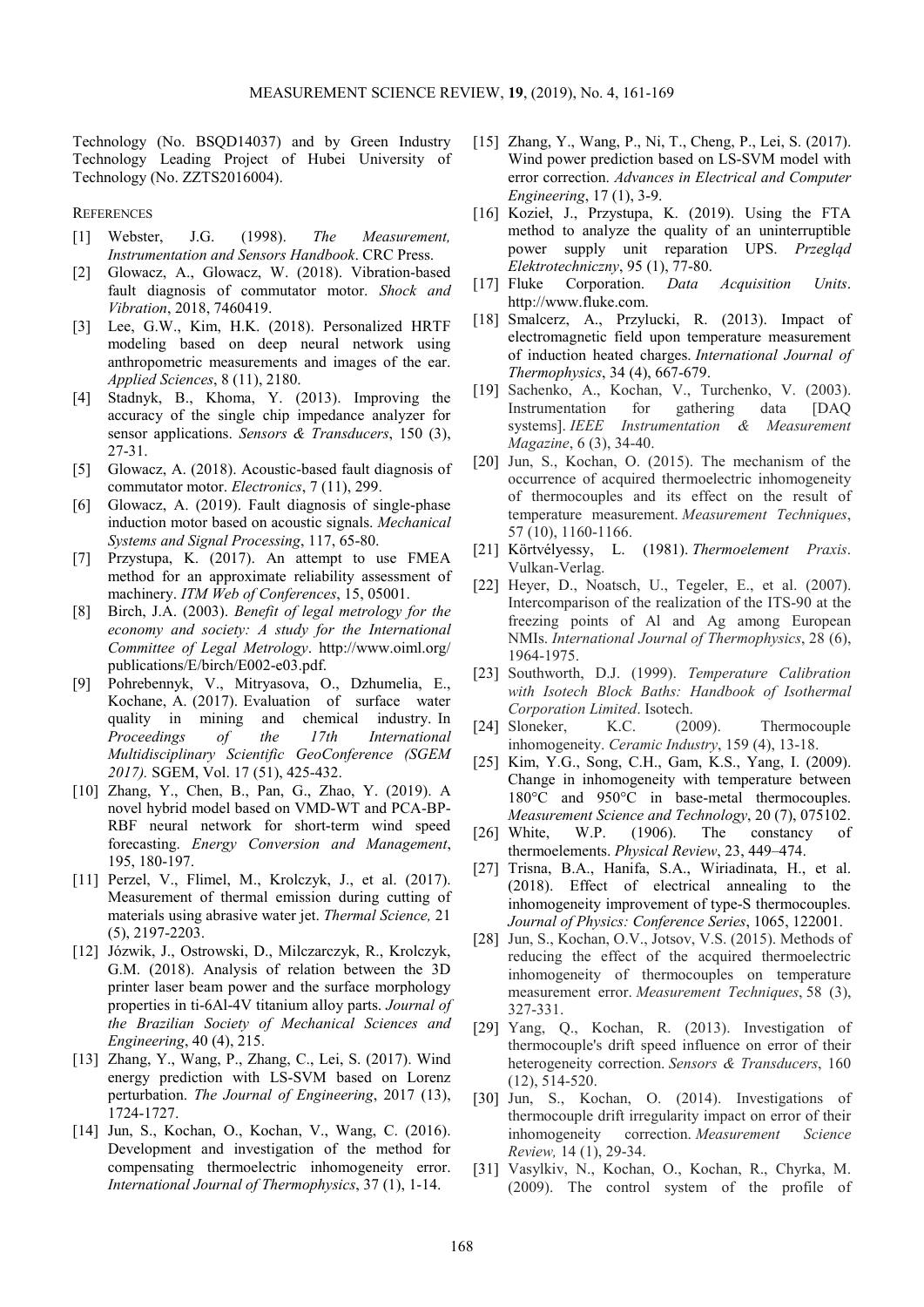Technology (No. BSQD14037) and by Green Industry Technology Leading Project of Hubei University of Technology (No. ZZTS2016004).

## REFERENCES

[1] Webster, J.G. (1998). *The Measurement, Instrumentation and Sensors Handbook*. CRC Press.

[2] Glowacz, A., Glowacz, W. (2018). Vibration-based fault diagnosis of commutator motor. *Shock and Vibration*, 2018, 7460419.

[3] Lee, G.W., Kim, H.K. (2018). Personalized HRTF modeling based on deep neural network using anthropometric measurements and images of the ear. *Applied Sciences*, 8 (11), 2180.

[4] Stadnyk, B., Khoma, Y. (2013). Improving the accuracy of the single chip impedance analyzer for sensor applications. *Sensors & Transducers*, 150 (3), 27-31.

[5] Glowacz, A. (2018). Acoustic-based fault diagnosis of commutator motor. *Electronics*, 7 (11), 299.

[6] Glowacz, A. (2019). Fault diagnosis of single-phase induction motor based on acoustic signals. *Mechanical Systems and Signal Processing*, 117, 65-80.

[7] Przystupa, K. (2017). An attempt to use FMEA method for an approximate reliability assessment of machinery. *ITM Web of Conferences*, 15, 05001.

[8] Birch, J.A. (2003). *Benefit of legal metrology for the economy and society: A study for the International Committee of Legal Metrology*. http://www.oiml.org/publications/E/birch/E002-e03.pdf.

[9] Pohrebennyk, V., Mitryasova, O., Dzhumelia, E., Kochane, A. (2017). Evaluation of surface water quality in mining and chemical industry. In *Proceedings of the 17th International Multidisciplinary Scientific GeoConference (SGEM 2017).* SGEM, Vol. 17 (51), 425-432.

[10] Zhang, Y., Chen, B., Pan, G., Zhao, Y. (2019). A novel hybrid model based on VMD-WT and PCA-BP-RBF neural network for short-term wind speed forecasting. *Energy Conversion and Management*, 195, 180-197.

[11] Perzel, V., Flimel, M., Krolczyk, J., et al. (2017). Measurement of thermal emission during cutting of materials using abrasive water jet. *Thermal Science,* 21 (5), 2197-2203.

[12] Józwik, J., Ostrowski, D., Milczarczyk, R., Krolczyk, G.M. (2018). Analysis of relation between the 3D printer laser beam power and the surface morphology properties in ti-6Al-4V titanium alloy parts. *Journal of the Brazilian Society of Mechanical Sciences and Engineering*, 40 (4), 215.

[13] Zhang, Y., Wang, P., Zhang, C., Lei, S. (2017). Wind energy prediction with LS-SVM based on Lorenz perturbation. *The Journal of Engineering*, 2017 (13), 1724-1727.

[14] Jun, S., Kochan, O., Kochan, V., Wang, C. (2016). Development and investigation of the method for compensating thermoelectric inhomogeneity error. *International Journal of Thermophysics*, 37 (1), 1-14.

[15] Zhang, Y., Wang, P., Ni, T., Cheng, P., Lei, S. (2017). Wind power prediction based on LS-SVM model with error correction. *Advances in Electrical and Computer Engineering*, 17 (1), 3-9.

[16] Kozieł, J., Przystupa, K. (2019). Using the FTA method to analyze the quality of an uninterruptible power supply unit reparation UPS. *Przegląd Elektrotechniczny*, 95 (1), 77-80.

[17] Fluke Corporation. *Data Acquisition Units*. http://www.fluke.com.

[18] Smalcerz, A., Przylucki, R. (2013). Impact of electromagnetic field upon temperature measurement of induction heated charges. *International Journal of Thermophysics*, 34 (4), 667-679.

[19] Sachenko, A., Kochan, V., Turchenko, V. (2003). Instrumentation for gathering data [DAQ systems]. *IEEE Instrumentation & Measurement Magazine*, 6 (3), 34-40.

[20] Jun, S., Kochan, O. (2015). The mechanism of the occurrence of acquired thermoelectric inhomogeneity of thermocouples and its effect on the result of temperature measurement. *Measurement Techniques*, 57 (10), 1160-1166.

[21] Körtvélyessy, L. (1981). *Thermoelement Praxis*. Vulkan-Verlag.

[22] Heyer, D., Noatsch, U., Tegeler, E., et al. (2007). Intercomparison of the realization of the ITS-90 at the freezing points of Al and Ag among European NMIs. *International Journal of Thermophysics*, 28 (6), 1964-1975.

[23] Southworth, D.J. (1999). *Temperature Calibration with Isotech Block Baths: Handbook of Isothermal Corporation Limited*. Isotech.

[24] Sloneker, K.C. (2009). Thermocouple inhomogeneity. *Ceramic Industry*, 159 (4), 13-18.

[25] Kim, Y.G., Song, C.H., Gam, K.S., Yang, I. (2009). Change in inhomogeneity with temperature between 180°C and 950°C in base-metal thermocouples. *Measurement Science and Technology*, 20 (7), 075102.

[26] White, W.P. (1906). The constancy of thermoelements. *Physical Review*, 23, 449–474.

[27] Trisna, B.A., Hanifa, S.A., Wiriadinata, H., et al. (2018). Effect of electrical annealing to the inhomogeneity improvement of type-S thermocouples. *Journal of Physics: Conference Series*, 1065, 122001.

[28] Jun, S., Kochan, O.V., Jotsov, V.S. (2015). Methods of reducing the effect of the acquired thermoelectric inhomogeneity of thermocouples on temperature measurement error. *Measurement Techniques*, 58 (3), 327-331.

[29] Yang, Q., Kochan, R. (2013). Investigation of thermocouple's drift speed influence on error of their heterogeneity correction. *Sensors & Transducers*, 160 (12), 514-520.

[30] Jun, S., Kochan, O. (2014). Investigations of thermocouple drift irregularity impact on error of their inhomogeneity correction. *Measurement Science Review,* 14 (1), 29-34.

[31] Vasylkiv, N., Kochan, O., Kochan, R., Chyrka, M. (2009). The control system of the profile of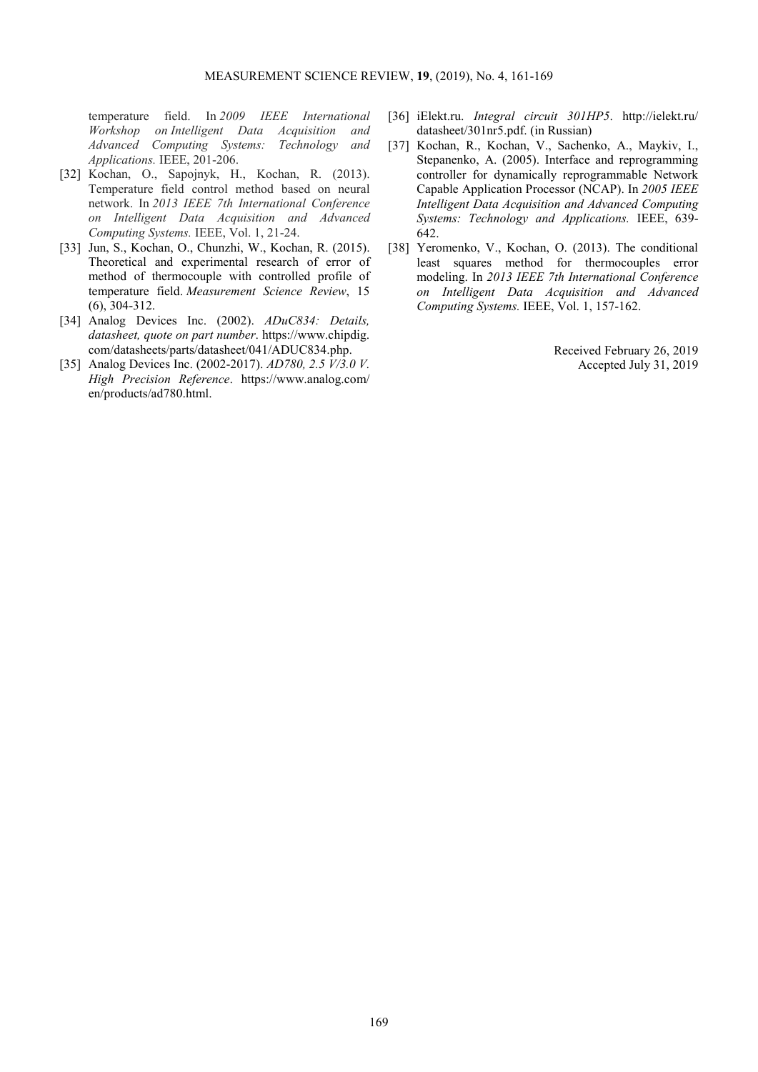temperature field. In *2009 IEEE International Workshop on Intelligent Data Acquisition and Advanced Computing Systems: Technology and Applications.* IEEE, 201-206.

[32] Kochan, O., Sapojnyk, H., Kochan, R. (2013). Temperature field control method based on neural network. In *2013 IEEE 7th International Conference on Intelligent Data Acquisition and Advanced Computing Systems.* IEEE, Vol. 1, 21-24.

[33] Jun, S., Kochan, O., Chunzhi, W., Kochan, R. (2015). Theoretical and experimental research of error of method of thermocouple with controlled profile of temperature field. *Measurement Science Review*, 15 (6), 304-312.

[34] Analog Devices Inc. (2002). *ADuC834: Details, datasheet, quote on part number*. https://www.chipdig.com/datasheets/parts/datasheet/041/ADUC834.php.

[35] Analog Devices Inc. (2002-2017). *AD780, 2.5 V/3.0 V. High Precision Reference*. https://www.analog.com/en/products/ad780.html.

[36] iElekt.ru. *Integral circuit 301HP5*. http://ielekt.ru/datasheet/301nr5.pdf. (in Russian)

[37] Kochan, R., Kochan, V., Sachenko, A., Maykiv, I., Stepanenko, A. (2005). Interface and reprogramming controller for dynamically reprogrammable Network Capable Application Processor (NCAP). In *2005 IEEE Intelligent Data Acquisition and Advanced Computing Systems: Technology and Applications.* IEEE, 639-642.

[38] Yeromenko, V., Kochan, O. (2013). The conditional least squares method for thermocouples error modeling. In *2013 IEEE 7th International Conference on Intelligent Data Acquisition and Advanced Computing Systems.* IEEE, Vol. 1, 157-162.

Received February 26, 2019
Accepted July 31, 2019